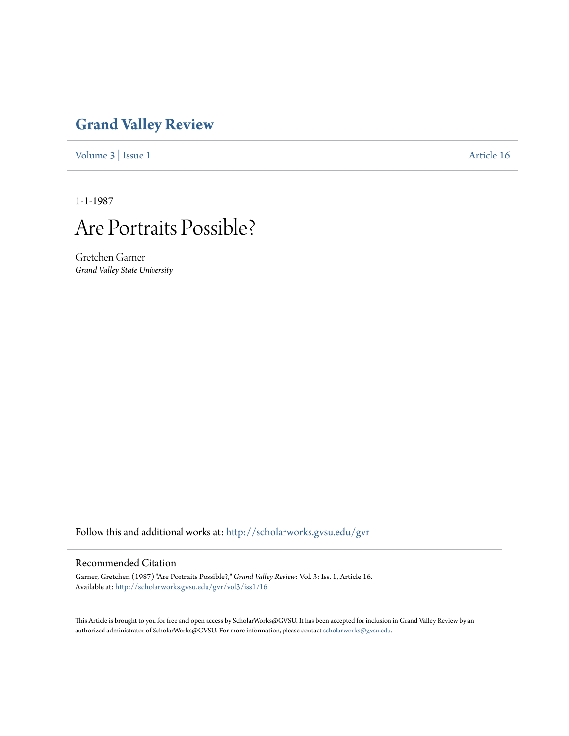# Grand Valley Review

Volume 3 | Issue 1 Article 16

1-1-1987

# Are Portraits Possible?

Gretchen Garner
*Grand Valley State University*

Follow this and additional works at: http://scholarworks.gvsu.edu/gvr

## Recommended Citation

Garner, Gretchen (1987) "Are Portraits Possible?," *Grand Valley Review*: Vol. 3: Iss. 1, Article 16.
Available at: http://scholarworks.gvsu.edu/gvr/vol3/iss1/16

This Article is brought to you for free and open access by ScholarWorks@GVSU. It has been accepted for inclusion in Grand Valley Review by an authorized administrator of ScholarWorks@GVSU. For more information, please contact scholarworks@gvsu.edu.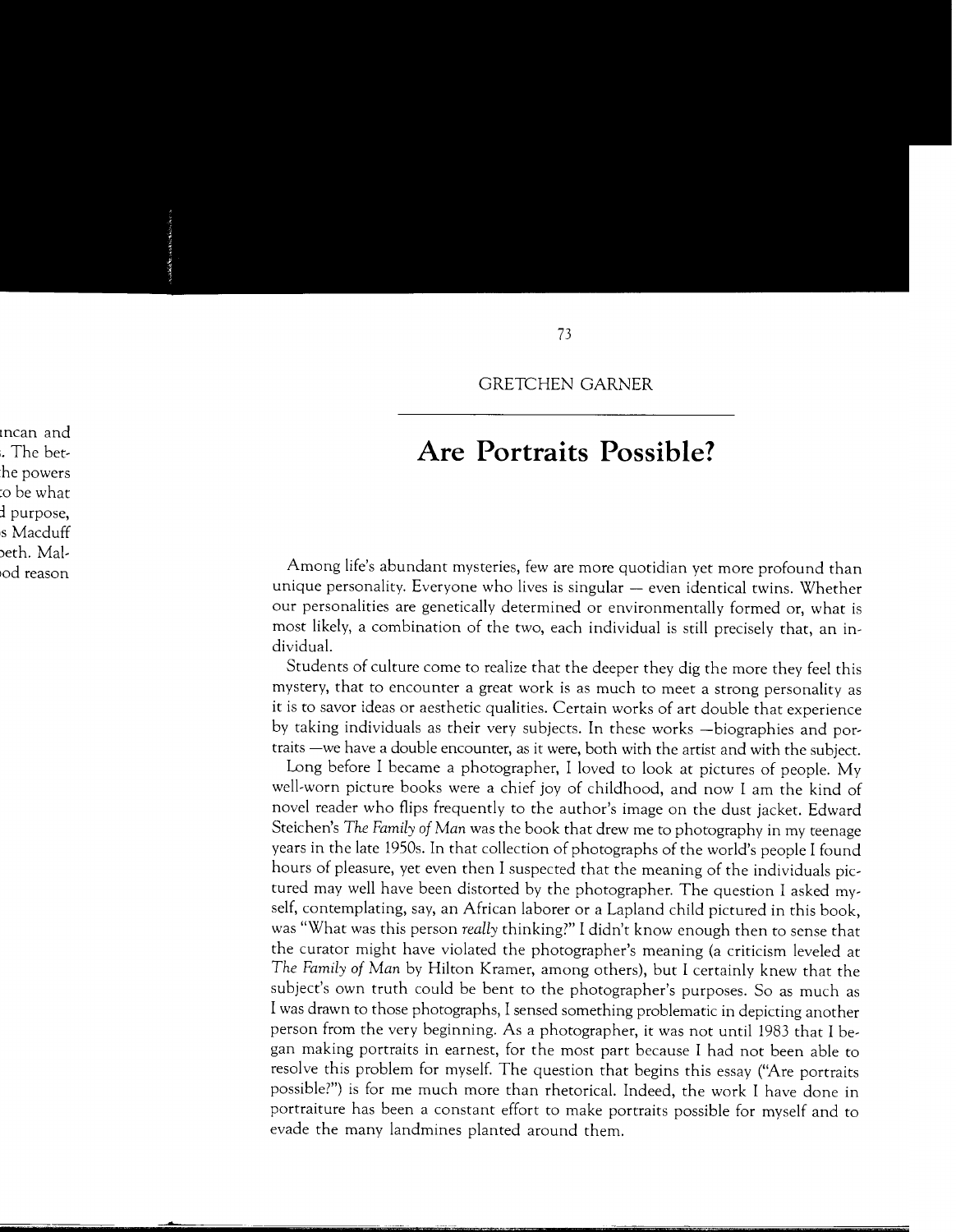GRETCHEN GARNER

# Are Portraits Possible?

Among life's abundant mysteries, few are more quotidian yet more profound than unique personality. Everyone who lives is singular — even identical twins. Whether our personalities are genetically determined or environmentally formed or, what is most likely, a combination of the two, each individual is still precisely that, an individual.

Students of culture come to realize that the deeper they dig the more they feel this mystery, that to encounter a great work is as much to meet a strong personality as it is to savor ideas or aesthetic qualities. Certain works of art double that experience by taking individuals as their very subjects. In these works —biographies and portraits —we have a double encounter, as it were, both with the artist and with the subject.

Long before I became a photographer, I loved to look at pictures of people. My well-worn picture books were a chief joy of childhood, and now I am the kind of novel reader who flips frequently to the author's image on the dust jacket. Edward Steichen's *The Family of Man* was the book that drew me to photography in my teenage years in the late 1950s. In that collection of photographs of the world's people I found hours of pleasure, yet even then I suspected that the meaning of the individuals pictured may well have been distorted by the photographer. The question I asked myself, contemplating, say, an African laborer or a Lapland child pictured in this book, was "What was this person *really* thinking?" I didn't know enough then to sense that the curator might have violated the photographer's meaning (a criticism leveled at *The Family of Man* by Hilton Kramer, among others), but I certainly knew that the subject's own truth could be bent to the photographer's purposes. So as much as I was drawn to those photographs, I sensed something problematic in depicting another person from the very beginning. As a photographer, it was not until 1983 that I began making portraits in earnest, for the most part because I had not been able to resolve this problem for myself. The question that begins this essay ("Are portraits possible?") is for me much more than rhetorical. Indeed, the work I have done in portraiture has been a constant effort to make portraits possible for myself and to evade the many landmines planted around them.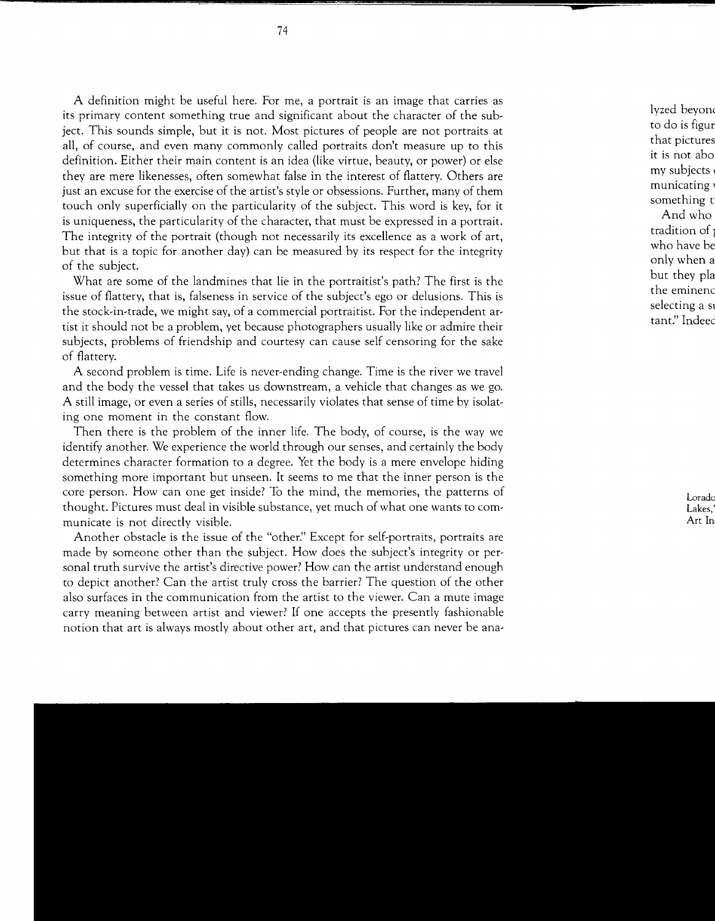A definition might be useful here. For me, a portrait is an image that carries as its primary content something true and significant about the character of the subject. This sounds simple, but it is not. Most pictures of people are not portraits at all, of course, and even many commonly called portraits don't measure up to this definition. Either their main content is an idea (like virtue, beauty, or power) or else they are mere likenesses, often somewhat false in the interest of flattery. Others are just an excuse for the exercise of the artist's style or obsessions. Further, many of them touch only superficially on the particularity of the subject. This word is key, for it is uniqueness, the particularity of the character, that must be expressed in a portrait. The integrity of the portrait (though not necessarily its excellence as a work of art, but that is a topic for another day) can be measured by its respect for the integrity of the subject.

What are some of the landmines that lie in the portraitist's path? The first is the issue of flattery, that is, falseness in service of the subject's ego or delusions. This is the stock-in-trade, we might say, of a commercial portraitist. For the independent artist it should not be a problem, yet because photographers usually like or admire their subjects, problems of friendship and courtesy can cause self censoring for the sake of flattery.

A second problem is time. Life is never-ending change. Time is the river we travel and the body the vessel that takes us downstream, a vehicle that changes as we go. A still image, or even a series of stills, necessarily violates that sense of time by isolating one moment in the constant flow.

Then there is the problem of the inner life. The body, of course, is the way we identify another. We experience the world through our senses, and certainly the body determines character formation to a degree. Yet the body is a mere envelope hiding something more important but unseen. It seems to me that the inner person is the core person. How can one get inside? To the mind, the memories, the patterns of thought. Pictures must deal in visible substance, yet much of what one wants to communicate is not directly visible.

Another obstacle is the issue of the "other." Except for self-portraits, portraits are made by someone other than the subject. How does the subject's integrity or personal truth survive the artist's directive power? How can the artist understand enough to depict another? Can the artist truly cross the barrier? The question of the other also surfaces in the communication from the artist to the viewer. Can a mute image carry meaning between artist and viewer? If one accepts the presently fashionable notion that art is always mostly about other art, and that pictures can never be ana-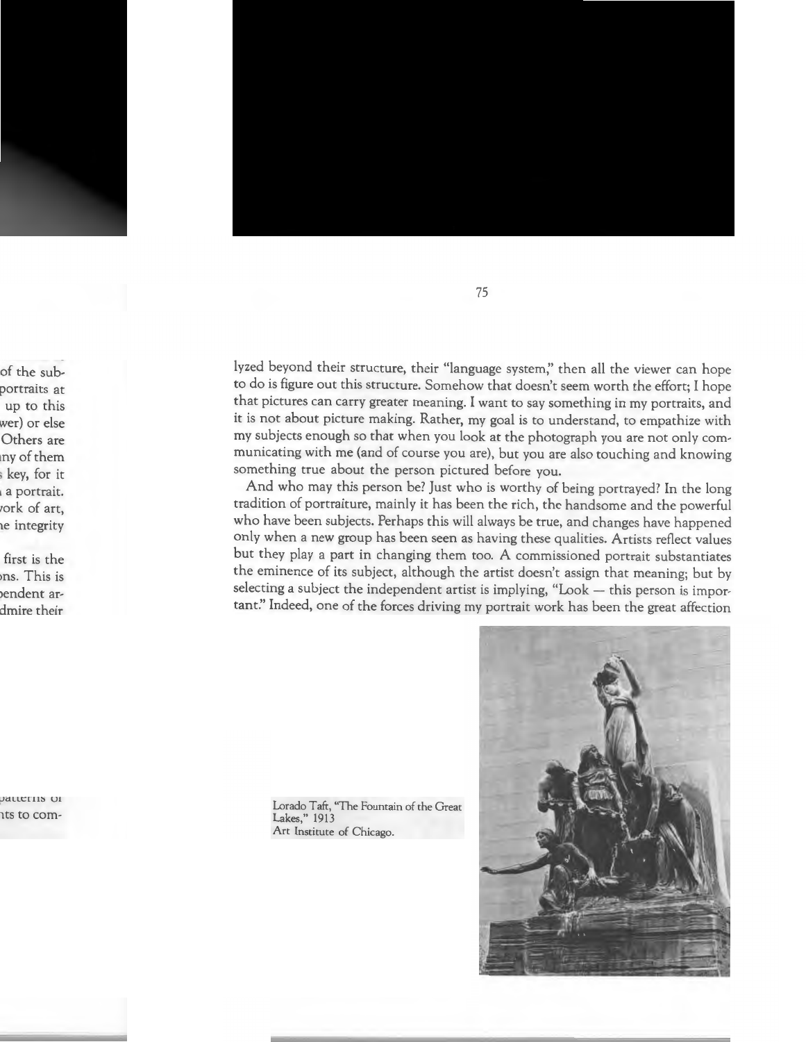lyzed beyond their structure, their "language system," then all the viewer can hope to do is figure out this structure. Somehow that doesn't seem worth the effort; I hope that pictures can carry greater meaning. I want to say something in my portraits, and it is not about picture making. Rather, my goal is to understand, to empathize with my subjects enough so that when you look at the photograph you are not only communicating with me (and of course you are), but you are also touching and knowing something true about the person pictured before you.

And who may this person be? Just who is worthy of being portrayed? In the long tradition of portraiture, mainly it has been the rich, the handsome and the powerful who have been subjects. Perhaps this will always be true, and changes have happened only when a new group has been seen as having these qualities. Artists reflect values but they play a part in changing them too. A commissioned portrait substantiates the eminence of its subject, although the artist doesn't assign that meaning; but by selecting a subject the independent artist is implying, "Look — this person is important." Indeed, one of the forces driving my portrait work has been the great affection

Lorado Taft, "The Fountain of the Great Lakes," 1913
Art Institute of Chicago.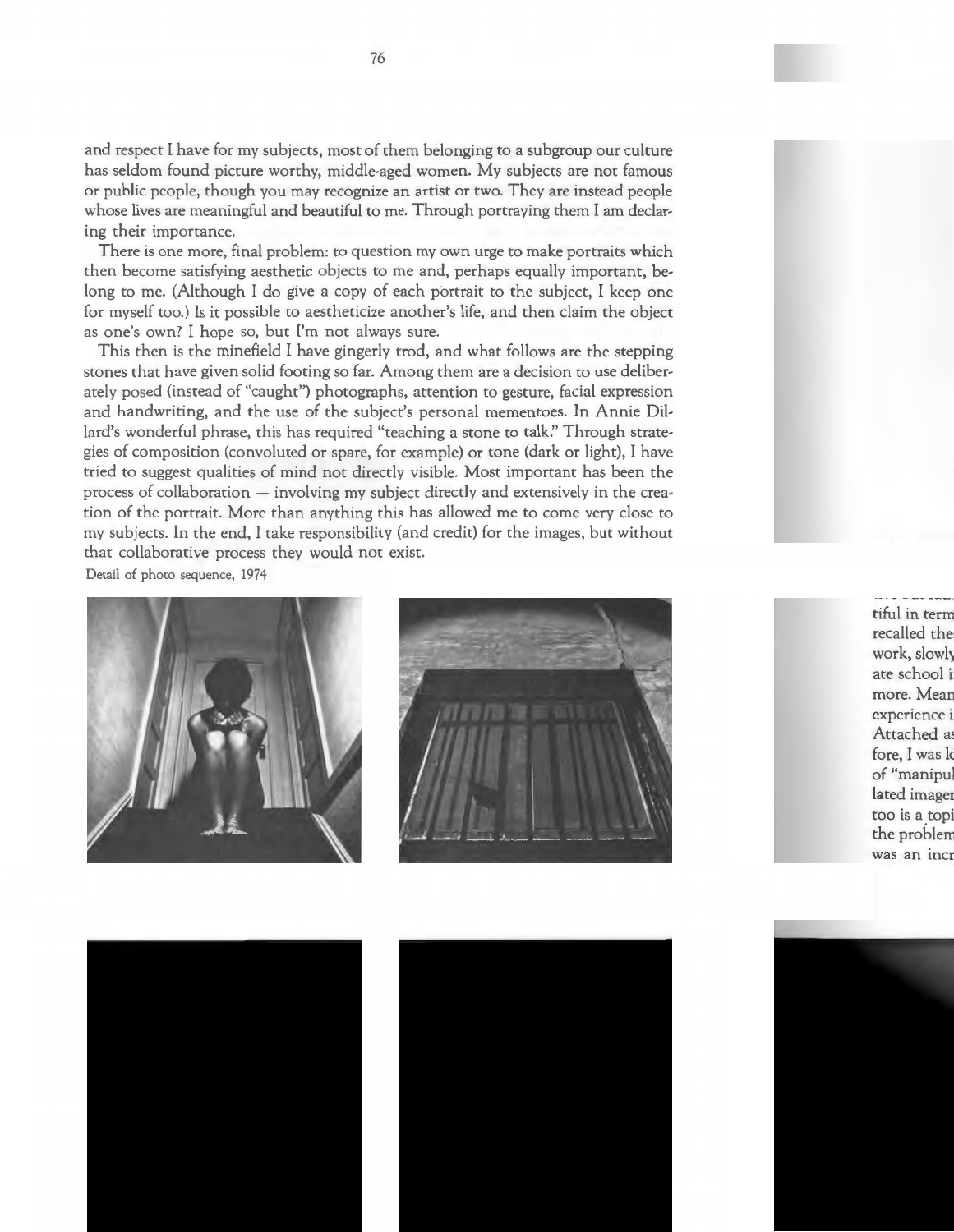and respect I have for my subjects, most of them belonging to a subgroup our culture has seldom found picture worthy, middle-aged women. My subjects are not famous or public people, though you may recognize an artist or two. They are instead people whose lives are meaningful and beautiful to me. Through portraying them I am declaring their importance.

There is one more, final problem: to question my own urge to make portraits which then become satisfying aesthetic objects to me and, perhaps equally important, belong to me. (Although I do give a copy of each portrait to the subject, I keep one for myself too.) Is it possible to aestheticize another's life, and then claim the object as one's own? I hope so, but I'm not always sure.

This then is the minefield I have gingerly trod, and what follows are the stepping stones that have given solid footing so far. Among them are a decision to use deliberately posed (instead of "caught") photographs, attention to gesture, facial expression and handwriting, and the use of the subject's personal mementoes. In Annie Dillard's wonderful phrase, this has required "teaching a stone to talk." Through strategies of composition (convoluted or spare, for example) or tone (dark or light), I have tried to suggest qualities of mind not directly visible. Most important has been the process of collaboration — involving my subject directly and extensively in the creation of the portrait. More than anything this has allowed me to come very close to my subjects. In the end, I take responsibility (and credit) for the images, but without that collaborative process they would not exist.

Detail of photo sequence, 1974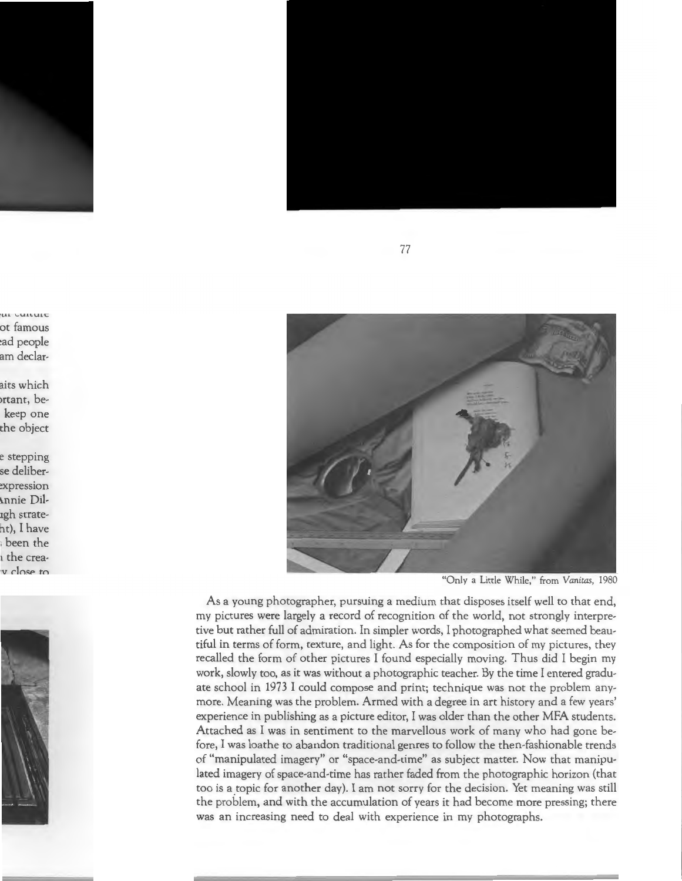"Only a Little While," from *Vanitas*, 1980

As a young photographer, pursuing a medium that disposes itself well to that end, my pictures were largely a record of recognition of the world, not strongly interpretive but rather full of admiration. In simpler words, I photographed what seemed beautiful in terms of form, texture, and light. As for the composition of my pictures, they recalled the form of other pictures I found especially moving. Thus did I begin my work, slowly too, as it was without a photographic teacher. By the time I entered graduate school in 1973 I could compose and print; technique was not the problem anymore. Meaning was the problem. Armed with a degree in art history and a few years' experience in publishing as a picture editor, I was older than the other MFA students. Attached as I was in sentiment to the marvellous work of many who had gone before, I was loathe to abandon traditional genres to follow the then-fashionable trends of "manipulated imagery" or "space-and-time" as subject matter. Now that manipulated imagery of space-and-time has rather faded from the photographic horizon (that too is a topic for another day). I am not sorry for the decision. Yet meaning was still the problem, and with the accumulation of years it had become more pressing; there was an increasing need to deal with experience in my photographs.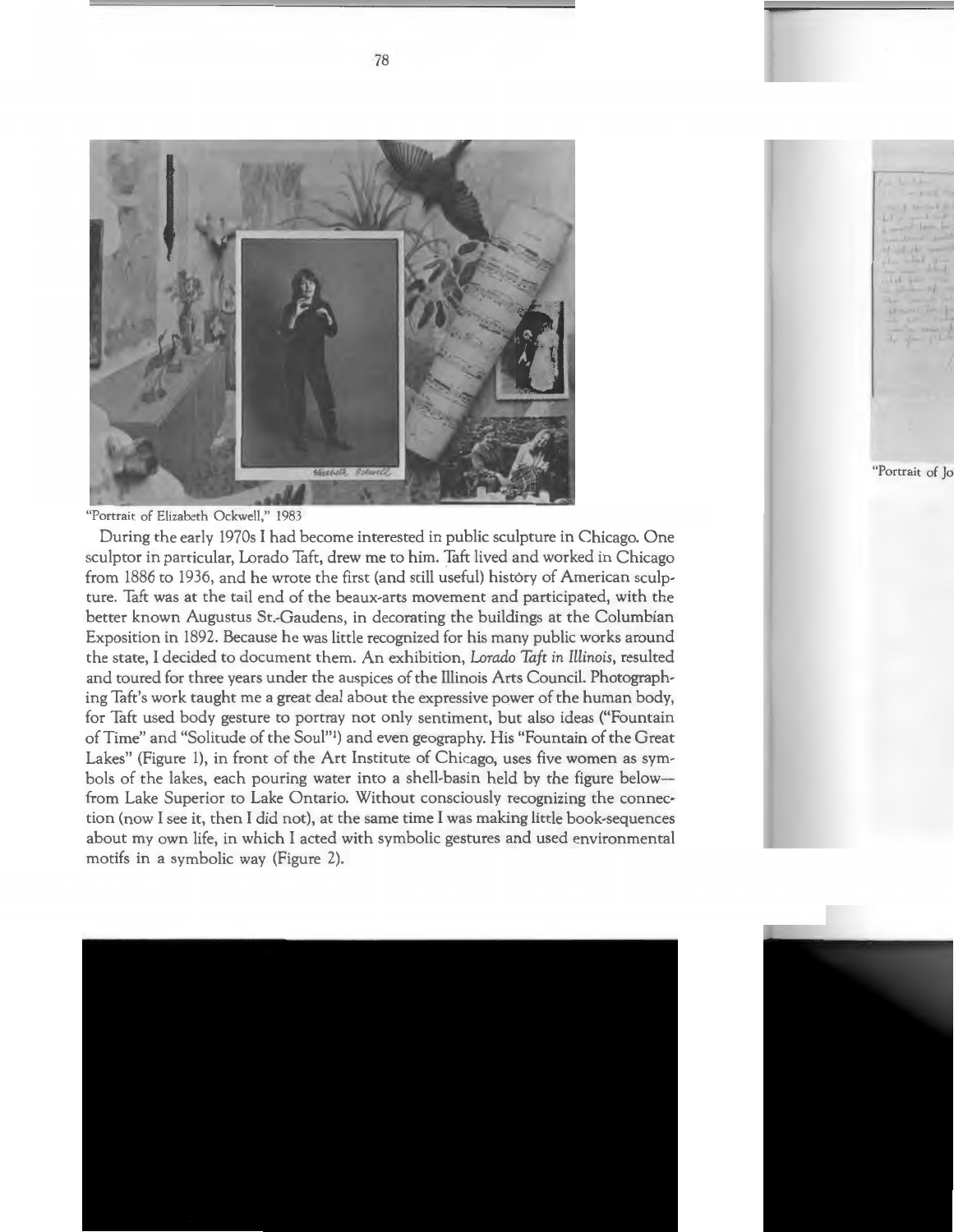"Portrait of Elizabeth Ockwell," 1983

During the early 1970s I had become interested in public sculpture in Chicago. One sculptor in particular, Lorado Taft, drew me to him. Taft lived and worked in Chicago from 1886 to 1936, and he wrote the first (and still useful) history of American sculpture. Taft was at the tail end of the beaux-arts movement and participated, with the better known Augustus St.-Gaudens, in decorating the buildings at the Columbian Exposition in 1892. Because he was little recognized for his many public works around the state, I decided to document them. An exhibition, *Lorado Taft in Illinois*, resulted and toured for three years under the auspices of the Illinois Arts Council. Photographing Taft's work taught me a great deal about the expressive power of the human body, for Taft used body gesture to portray not only sentiment, but also ideas ("Fountain of Time" and "Solitude of the Soul"[1]) and even geography. His "Fountain of the Great Lakes" (Figure 1), in front of the Art Institute of Chicago, uses five women as symbols of the lakes, each pouring water into a shell-basin held by the figure below—from Lake Superior to Lake Ontario. Without consciously recognizing the connection (now I see it, then I did not), at the same time I was making little book-sequences about my own life, in which I acted with symbolic gestures and used environmental motifs in a symbolic way (Figure 2).

"Portrait of Jo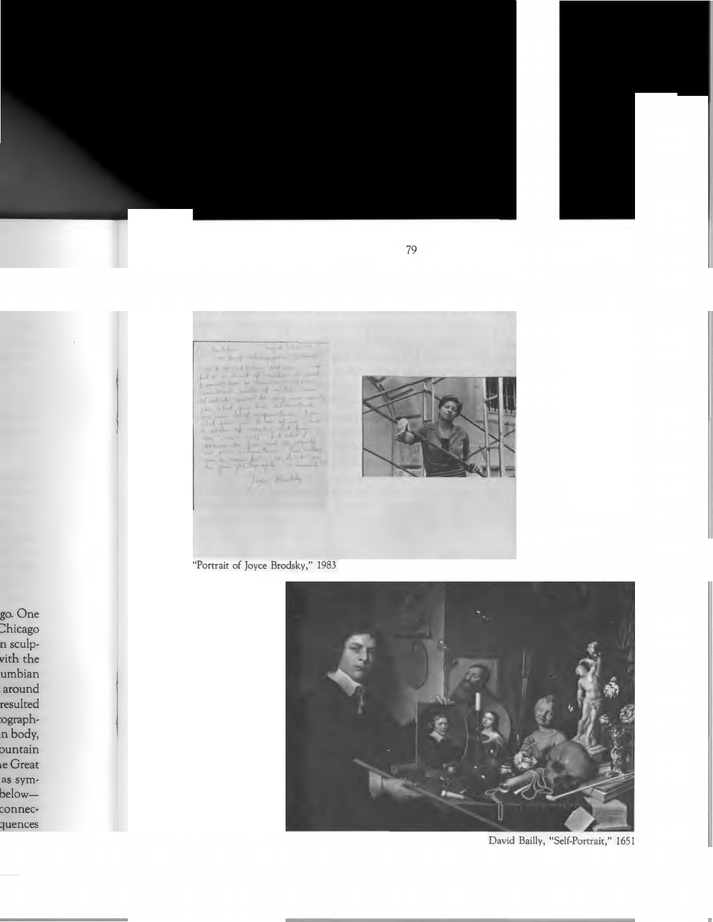go. One
Chicago
n sculp-
with the
umbian
around
resulted
ograph-
n body,
ountain
e Great
as sym-
below—
connec-
quences

"Portrait of Joyce Brodsky," 1983

David Bailly, "Self-Portrait," 1651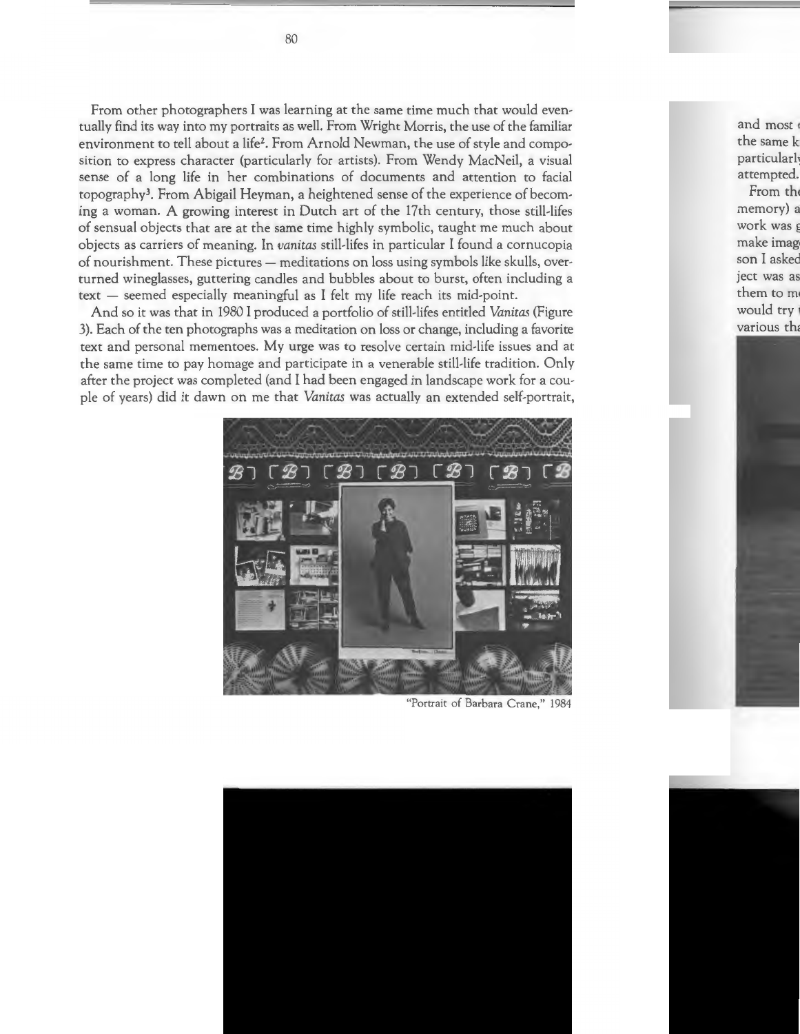From other photographers I was learning at the same time much that would eventually find its way into my portraits as well. From Wright Morris, the use of the familiar environment to tell about a life[2]. From Arnold Newman, the use of style and composition to express character (particularly for artists). From Wendy MacNeil, a visual sense of a long life in her combinations of documents and attention to facial topography[3]. From Abigail Heyman, a heightened sense of the experience of becoming a woman. A growing interest in Dutch art of the 17th century, those still-lifes of sensual objects that are at the same time highly symbolic, taught me much about objects as carriers of meaning. In *vanitas* still-lifes in particular I found a cornucopia of nourishment. These pictures — meditations on loss using symbols like skulls, overturned wineglasses, guttering candles and bubbles about to burst, often including a text — seemed especially meaningful as I felt my life reach its mid-point.

And so it was that in 1980 I produced a portfolio of still-lifes entitled *Vanitas* (Figure 3). Each of the ten photographs was a meditation on loss or change, including a favorite text and personal mementoes. My urge was to resolve certain mid-life issues and at the same time to pay homage and participate in a venerable still-life tradition. Only after the project was completed (and I had been engaged in landscape work for a couple of years) did it dawn on me that *Vanitas* was actually an extended self-portrait,

"Portrait of Barbara Crane," 1984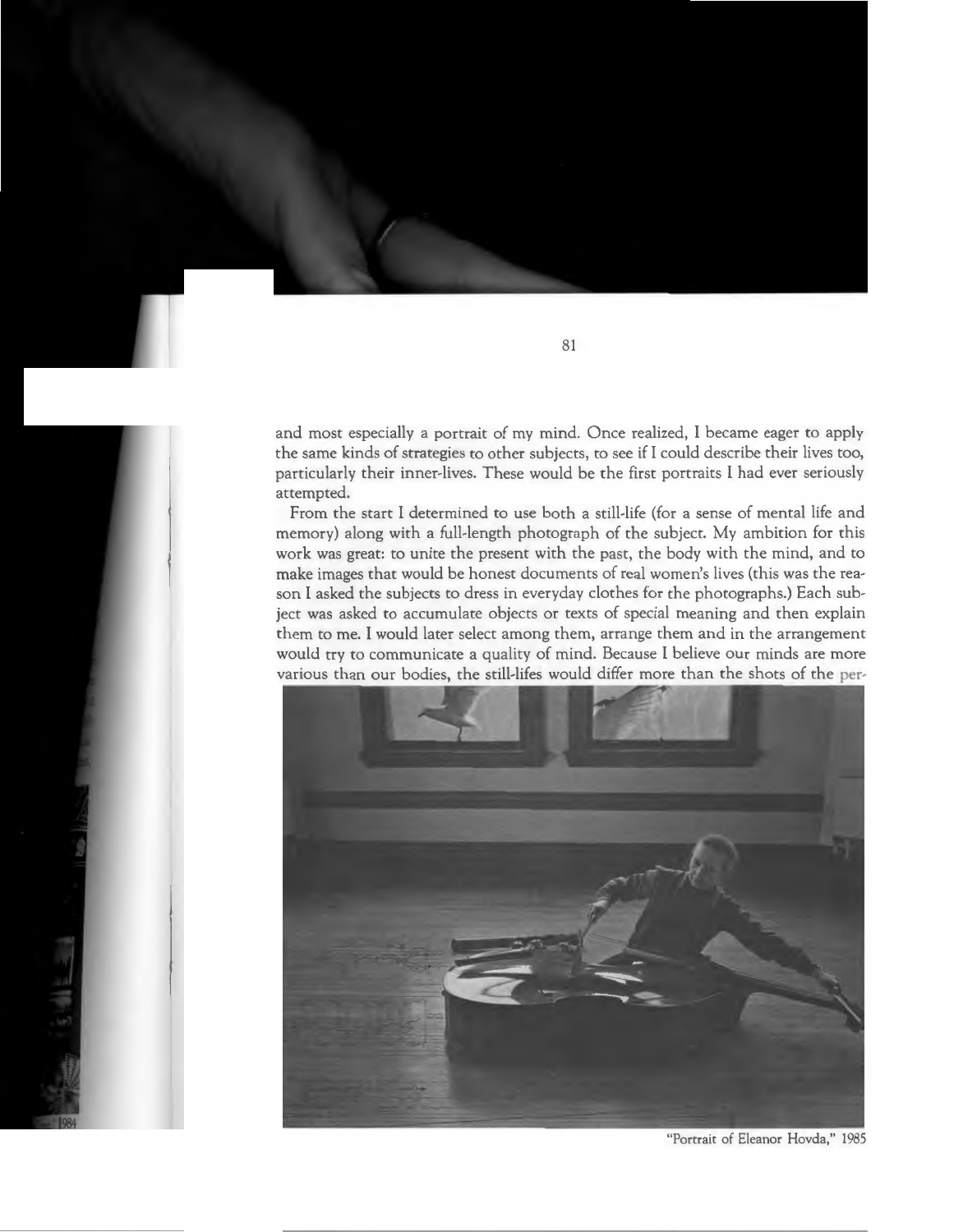and most especially a portrait of my mind. Once realized, I became eager to apply the same kinds of strategies to other subjects, to see if I could describe their lives too, particularly their inner-lives. These would be the first portraits I had ever seriously attempted.

From the start I determined to use both a still-life (for a sense of mental life and memory) along with a full-length photograph of the subject. My ambition for this work was great: to unite the present with the past, the body with the mind, and to make images that would be honest documents of real women's lives (this was the reason I asked the subjects to dress in everyday clothes for the photographs.) Each subject was asked to accumulate objects or texts of special meaning and then explain them to me. I would later select among them, arrange them and in the arrangement would try to communicate a quality of mind. Because I believe our minds are more various than our bodies, the still-lifes would differ more than the shots of the per-

"Portrait of Eleanor Hovda," 1985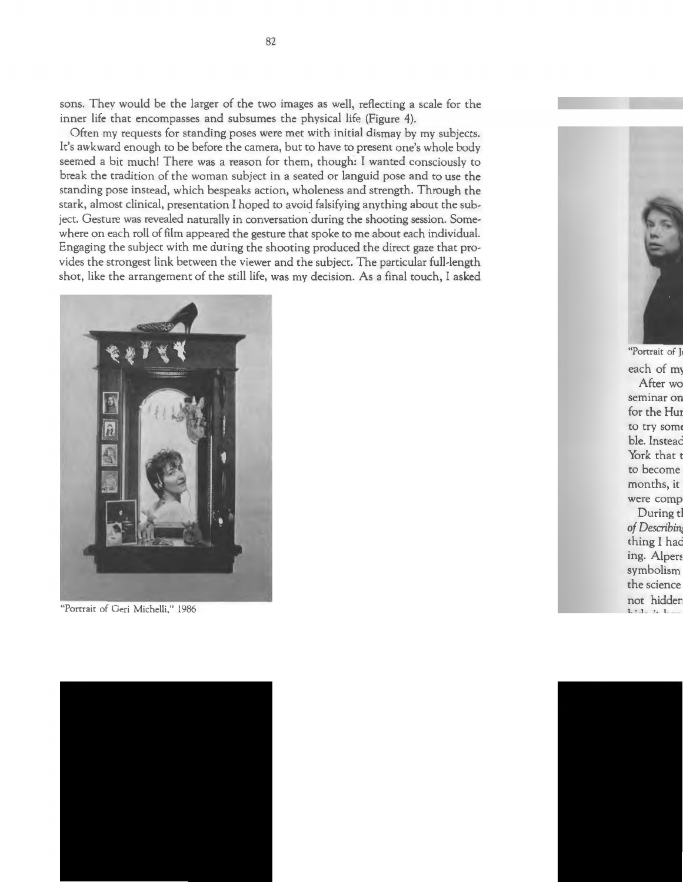sons. They would be the larger of the two images as well, reflecting a scale for the inner life that encompasses and subsumes the physical life (Figure 4).

Often my requests for standing poses were met with initial dismay by my subjects. It's awkward enough to be before the camera, but to have to present one's whole body seemed a bit much! There was a reason for them, though: I wanted consciously to break the tradition of the woman subject in a seated or languid pose and to use the standing pose instead, which bespeaks action, wholeness and strength. Through the stark, almost clinical, presentation I hoped to avoid falsifying anything about the subject. Gesture was revealed naturally in conversation during the shooting session. Somewhere on each roll of film appeared the gesture that spoke to me about each individual. Engaging the subject with me during the shooting produced the direct gaze that provides the strongest link between the viewer and the subject. The particular full-length shot, like the arrangement of the still life, was my decision. As a final touch, I asked

"Portrait of Geri Michelli," 1986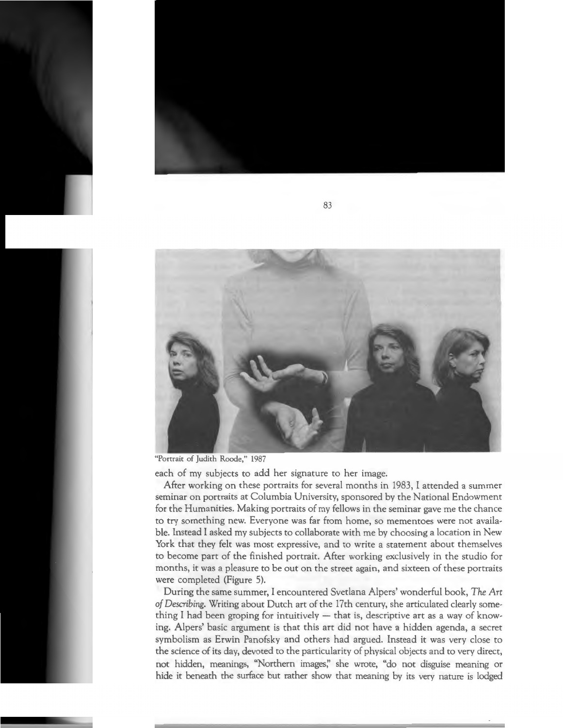"Portrait of Judith Roode," 1987

each of my subjects to add her signature to her image.

After working on these portraits for several months in 1983, I attended a summer seminar on portraits at Columbia University, sponsored by the National Endowment for the Humanities. Making portraits of my fellows in the seminar gave me the chance to try something new. Everyone was far from home, so mementoes were not available. Instead I asked my subjects to collaborate with me by choosing a location in New York that they felt was most expressive, and to write a statement about themselves to become part of the finished portrait. After working exclusively in the studio for months, it was a pleasure to be out on the street again, and sixteen of these portraits were completed (Figure 5).

During the same summer, I encountered Svetlana Alpers' wonderful book, *The Art of Describing*. Writing about Dutch art of the 17th century, she articulated clearly something I had been groping for intuitively — that is, descriptive art as a way of knowing. Alpers' basic argument is that this art did not have a hidden agenda, a secret symbolism as Erwin Panofsky and others had argued. Instead it was very close to the science of its day, devoted to the particularity of physical objects and to very direct, not hidden, meanings, "Northern images," she wrote, "do not disguise meaning or hide it beneath the surface but rather show that meaning by its very nature is lodged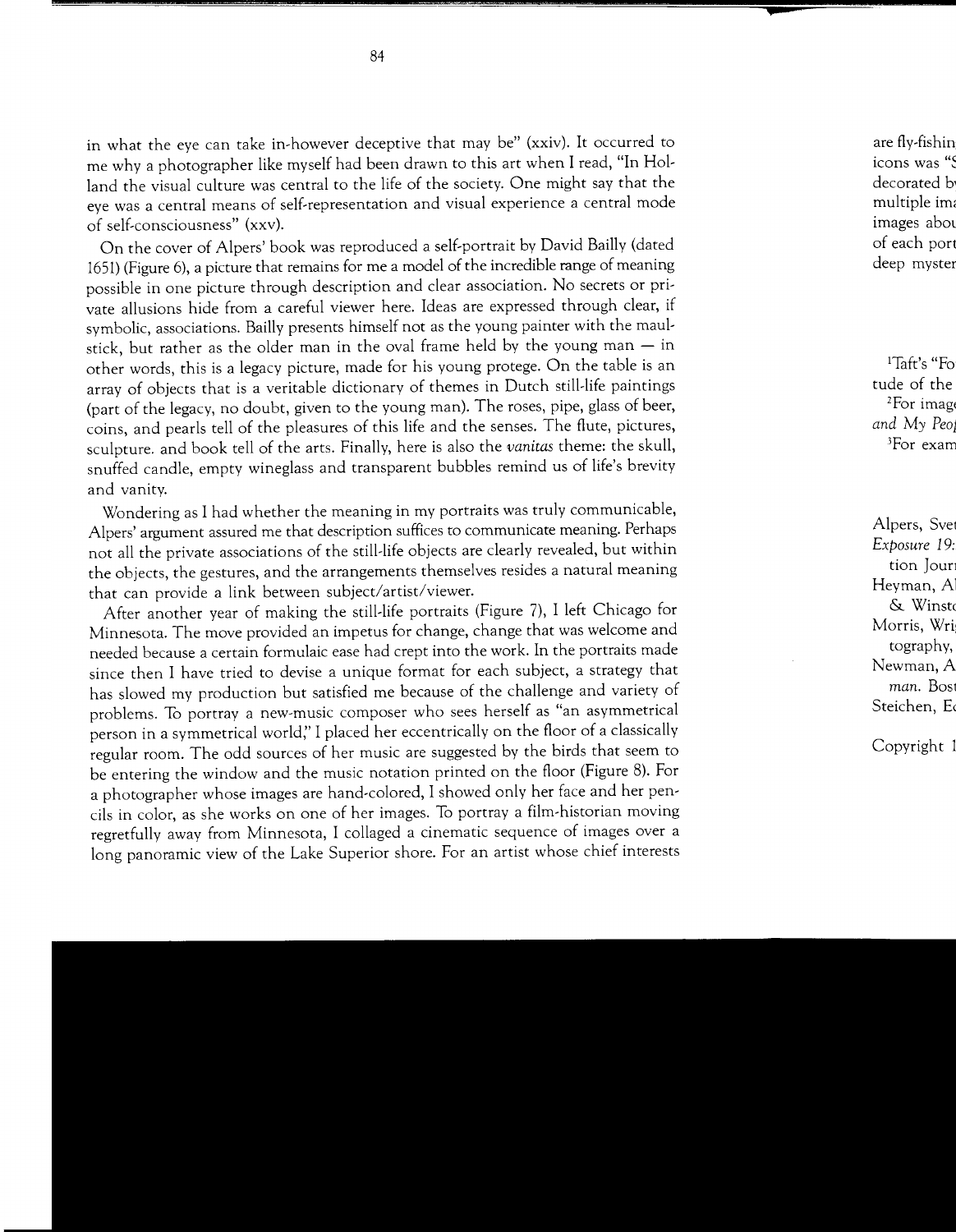in what the eye can take in-however deceptive that may be" (xxiv). It occurred to me why a photographer like myself had been drawn to this art when I read, "In Holland the visual culture was central to the life of the society. One might say that the eye was a central means of self-representation and visual experience a central mode of self-consciousness" (xxv).

On the cover of Alpers' book was reproduced a self-portrait by David Bailly (dated 1651) (Figure 6), a picture that remains for me a model of the incredible range of meaning possible in one picture through description and clear association. No secrets or private allusions hide from a careful viewer here. Ideas are expressed through clear, if symbolic, associations. Bailly presents himself not as the young painter with the maul-stick, but rather as the older man in the oval frame held by the young man — in other words, this is a legacy picture, made for his young protege. On the table is an array of objects that is a veritable dictionary of themes in Dutch still-life paintings (part of the legacy, no doubt, given to the young man). The roses, pipe, glass of beer, coins, and pearls tell of the pleasures of this life and the senses. The flute, pictures, sculpture. and book tell of the arts. Finally, here is also the *vanitas* theme: the skull, snuffed candle, empty wineglass and transparent bubbles remind us of life's brevity and vanity.

Wondering as I had whether the meaning in my portraits was truly communicable, Alpers' argument assured me that description suffices to communicate meaning. Perhaps not all the private associations of the still-life objects are clearly revealed, but within the objects, the gestures, and the arrangements themselves resides a natural meaning that can provide a link between subject/artist/viewer.

After another year of making the still-life portraits (Figure 7), I left Chicago for Minnesota. The move provided an impetus for change, change that was welcome and needed because a certain formulaic ease had crept into the work. In the portraits made since then I have tried to devise a unique format for each subject, a strategy that has slowed my production but satisfied me because of the challenge and variety of problems. To portray a new-music composer who sees herself as "an asymmetrical person in a symmetrical world," I placed her eccentrically on the floor of a classically regular room. The odd sources of her music are suggested by the birds that seem to be entering the window and the music notation printed on the floor (Figure 8). For a photographer whose images are hand-colored, I showed only her face and her pencils in color, as she works on one of her images. To portray a film-historian moving regretfully away from Minnesota, I collaged a cinematic sequence of images over a long panoramic view of the Lake Superior shore. For an artist whose chief interests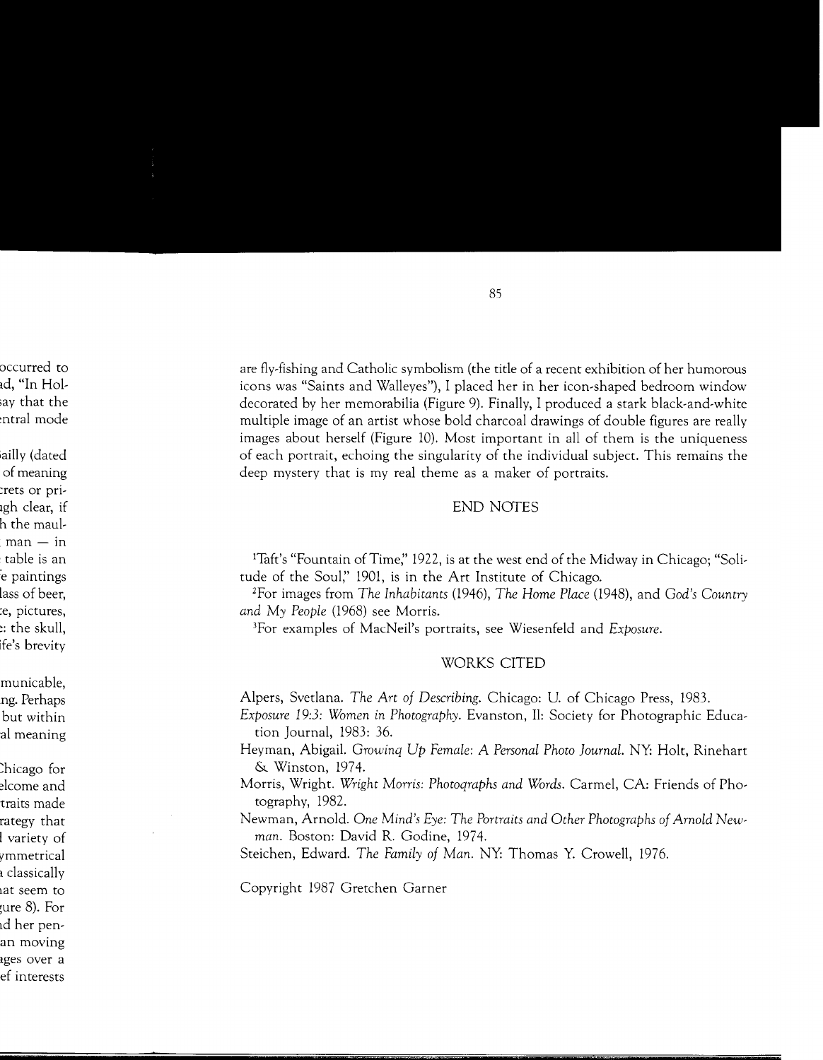are fly-fishing and Catholic symbolism (the title of a recent exhibition of her humorous icons was "Saints and Walleyes"), I placed her in her icon-shaped bedroom window decorated by her memorabilia (Figure 9). Finally, I produced a stark black-and-white multiple image of an artist whose bold charcoal drawings of double figures are really images about herself (Figure 10). Most important in all of them is the uniqueness of each portrait, echoing the singularity of the individual subject. This remains the deep mystery that is my real theme as a maker of portraits.

## END NOTES

[1]Taft's "Fountain of Time," 1922, is at the west end of the Midway in Chicago; "Solitude of the Soul," 1901, is in the Art Institute of Chicago.

[2]For images from *The Inhabitants* (1946), *The Home Place* (1948), and *God's Country and My People* (1968) see Morris.

[3]For examples of MacNeil's portraits, see Wiesenfeld and *Exposure*.

## WORKS CITED

Alpers, Svetlana. *The Art of Describing*. Chicago: U. of Chicago Press, 1983.

*Exposure 19:3: Women in Photography*. Evanston, Il: Society for Photographic Education Journal, 1983: 36.

Heyman, Abigail. *Growing Up Female: A Personal Photo Journal*. NY: Holt, Rinehart & Winston, 1974.

Morris, Wright. *Wright Morris: Photographs and Words*. Carmel, CA: Friends of Photography, 1982.

Newman, Arnold. *One Mind's Eye: The Portraits and Other Photographs of Arnold Newman*. Boston: David R. Godine, 1974.

Steichen, Edward. *The Family of Man*. NY: Thomas Y. Crowell, 1976.

Copyright 1987 Gretchen Garner